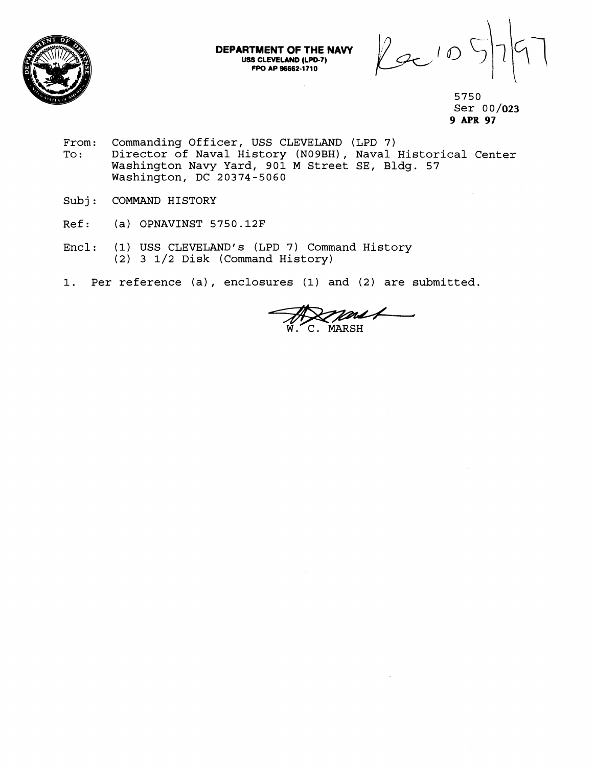**DEPARTMENT OF THE NAVY**
**USS CLEVELAND (LPD-7)**
**FPO AP 96662-1710**

Rec'd 5/7/97

5750
Ser 00/**023**
**9 APR 97**

From: Commanding Officer, USS CLEVELAND (LPD 7)
To: Director of Naval History (N09BH), Naval Historical Center
Washington Navy Yard, 901 M Street SE, Bldg. 57
Washington, DC 20374-5060

Subj: COMMAND HISTORY

Ref: (a) OPNAVINST 5750.12F

Encl: (1) USS CLEVELAND's (LPD 7) Command History
(2) 3 1/2 Disk (Command History)

1. Per reference (a), enclosures (1) and (2) are submitted.

W. C. MARSH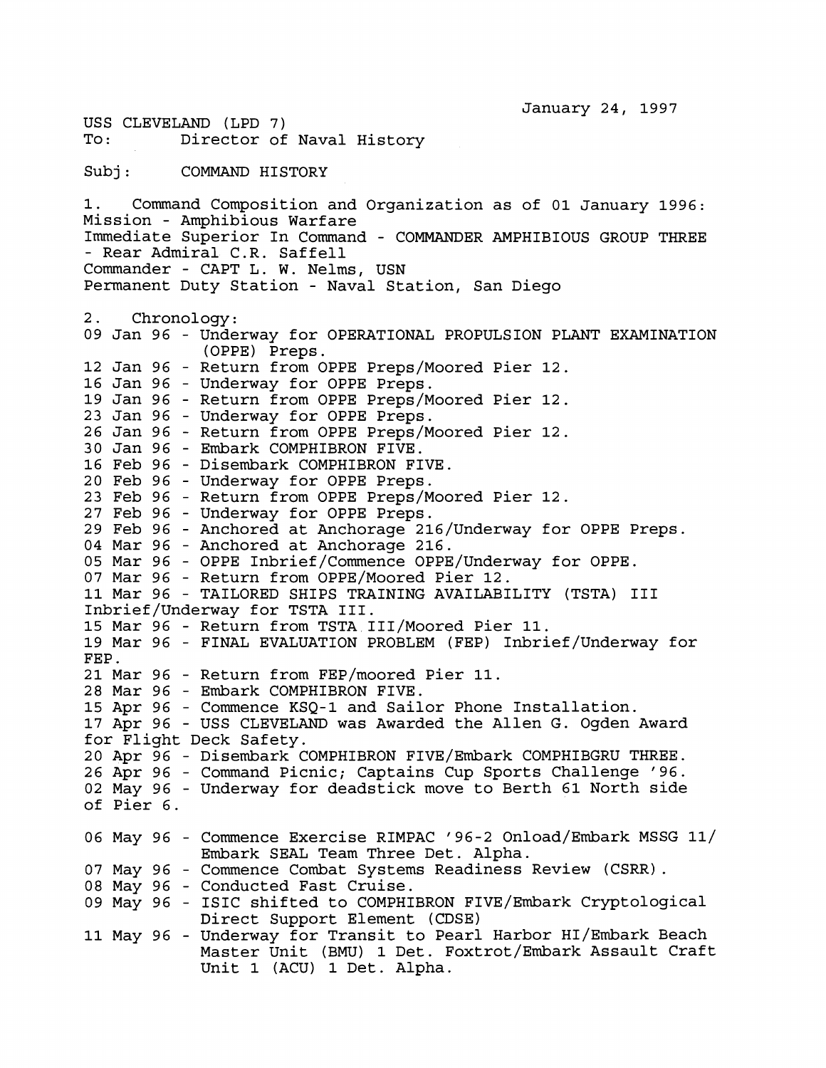January 24, 1997

USS CLEVELAND (LPD 7)
To: Director of Naval History

Subj: COMMAND HISTORY

1. Command Composition and Organization as of 01 January 1996:
Mission - Amphibious Warfare
Immediate Superior In Command - COMMANDER AMPHIBIOUS GROUP THREE - Rear Admiral C.R. Saffell
Commander - CAPT L. W. Nelms, USN
Permanent Duty Station - Naval Station, San Diego

2. Chronology:

09 Jan 96 - Underway for OPERATIONAL PROPULSION PLANT EXAMINATION (OPPE) Preps.
12 Jan 96 - Return from OPPE Preps/Moored Pier 12.
16 Jan 96 - Underway for OPPE Preps.
19 Jan 96 - Return from OPPE Preps/Moored Pier 12.
23 Jan 96 - Underway for OPPE Preps.
26 Jan 96 - Return from OPPE Preps/Moored Pier 12.
30 Jan 96 - Embark COMPHIBRON FIVE.
16 Feb 96 - Disembark COMPHIBRON FIVE.
20 Feb 96 - Underway for OPPE Preps.
23 Feb 96 - Return from OPPE Preps/Moored Pier 12.
27 Feb 96 - Underway for OPPE Preps.
29 Feb 96 - Anchored at Anchorage 216/Underway for OPPE Preps.
04 Mar 96 - Anchored at Anchorage 216.
05 Mar 96 - OPPE Inbrief/Commence OPPE/Underway for OPPE.
07 Mar 96 - Return from OPPE/Moored Pier 12.
11 Mar 96 - TAILORED SHIPS TRAINING AVAILABILITY (TSTA) III Inbrief/Underway for TSTA III.
15 Mar 96 - Return from TSTA III/Moored Pier 11.
19 Mar 96 - FINAL EVALUATION PROBLEM (FEP) Inbrief/Underway for FEP.
21 Mar 96 - Return from FEP/moored Pier 11.
28 Mar 96 - Embark COMPHIBRON FIVE.
15 Apr 96 - Commence KSQ-1 and Sailor Phone Installation.
17 Apr 96 - USS CLEVELAND was Awarded the Allen G. Ogden Award for Flight Deck Safety.
20 Apr 96 - Disembark COMPHIBRON FIVE/Embark COMPHIBGRU THREE.
26 Apr 96 - Command Picnic; Captains Cup Sports Challenge '96.
02 May 96 - Underway for deadstick move to Berth 61 North side of Pier 6.

06 May 96 - Commence Exercise RIMPAC '96-2 Onload/Embark MSSG 11/ Embark SEAL Team Three Det. Alpha.
07 May 96 - Commence Combat Systems Readiness Review (CSRR).
08 May 96 - Conducted Fast Cruise.
09 May 96 - ISIC shifted to COMPHIBRON FIVE/Embark Cryptological Direct Support Element (CDSE)
11 May 96 - Underway for Transit to Pearl Harbor HI/Embark Beach Master Unit (BMU) 1 Det. Foxtrot/Embark Assault Craft Unit 1 (ACU) 1 Det. Alpha.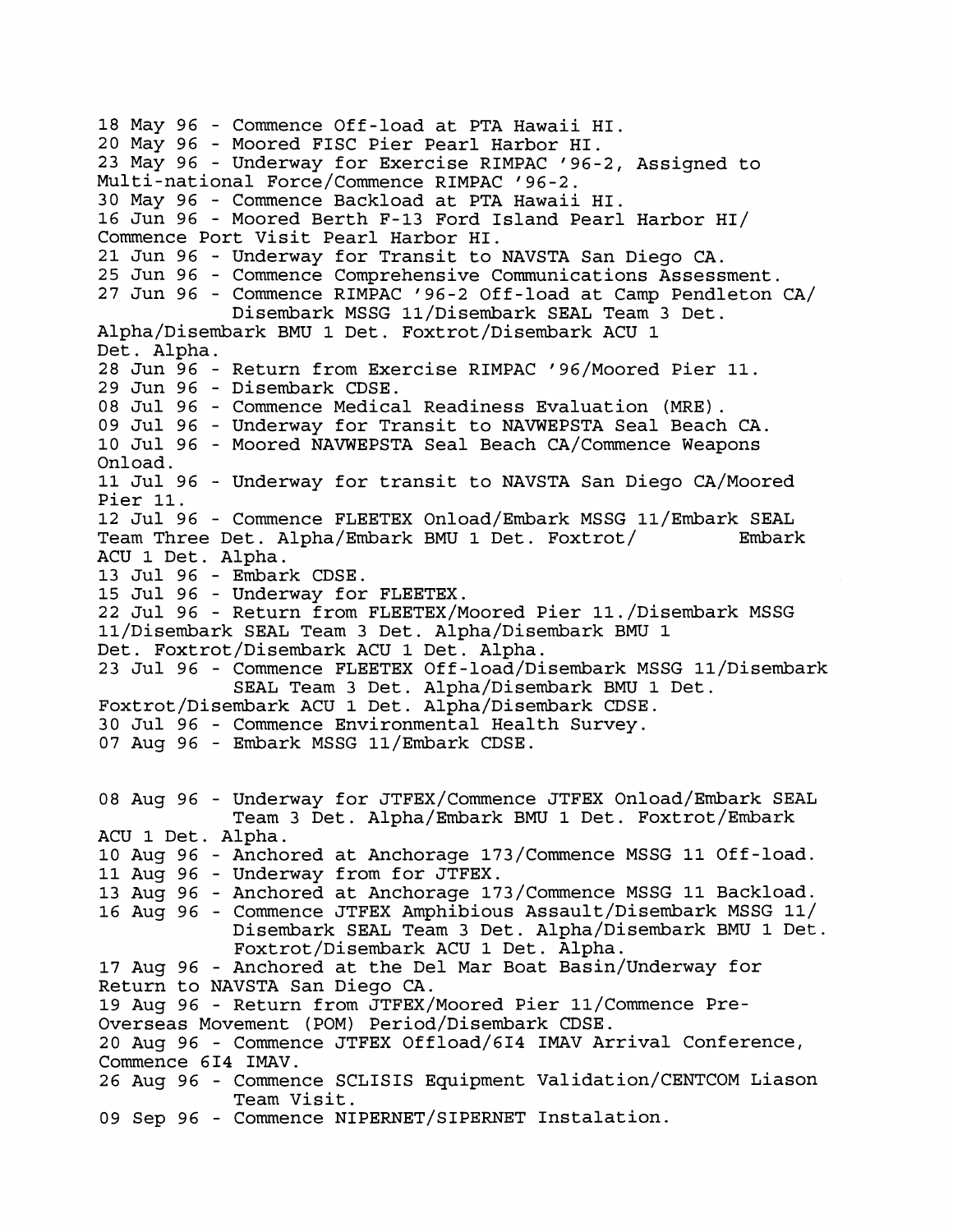18 May 96 - Commence Off-load at PTA Hawaii HI.
20 May 96 - Moored FISC Pier Pearl Harbor HI.
23 May 96 - Underway for Exercise RIMPAC '96-2, Assigned to Multi-national Force/Commence RIMPAC '96-2.
30 May 96 - Commence Backload at PTA Hawaii HI.
16 Jun 96 - Moored Berth F-13 Ford Island Pearl Harbor HI/ Commence Port Visit Pearl Harbor HI.
21 Jun 96 - Underway for Transit to NAVSTA San Diego CA.
25 Jun 96 - Commence Comprehensive Communications Assessment.
27 Jun 96 - Commence RIMPAC '96-2 Off-load at Camp Pendleton CA/ Disembark MSSG 11/Disembark SEAL Team 3 Det. Alpha/Disembark BMU 1 Det. Foxtrot/Disembark ACU 1 Det. Alpha.
28 Jun 96 - Return from Exercise RIMPAC '96/Moored Pier 11.
29 Jun 96 - Disembark CDSE.
08 Jul 96 - Commence Medical Readiness Evaluation (MRE).
09 Jul 96 - Underway for Transit to NAVWEPSTA Seal Beach CA.
10 Jul 96 - Moored NAVWEPSTA Seal Beach CA/Commence Weapons Onload.
11 Jul 96 - Underway for transit to NAVSTA San Diego CA/Moored Pier 11.
12 Jul 96 - Commence FLEETEX Onload/Embark MSSG 11/Embark SEAL Team Three Det. Alpha/Embark BMU 1 Det. Foxtrot/ Embark ACU 1 Det. Alpha.
13 Jul 96 - Embark CDSE.
15 Jul 96 - Underway for FLEETEX.
22 Jul 96 - Return from FLEETEX/Moored Pier 11./Disembark MSSG 11/Disembark SEAL Team 3 Det. Alpha/Disembark BMU 1 Det. Foxtrot/Disembark ACU 1 Det. Alpha.
23 Jul 96 - Commence FLEETEX Off-load/Disembark MSSG 11/Disembark SEAL Team 3 Det. Alpha/Disembark BMU 1 Det. Foxtrot/Disembark ACU 1 Det. Alpha/Disembark CDSE.
30 Jul 96 - Commence Environmental Health Survey.
07 Aug 96 - Embark MSSG 11/Embark CDSE.

08 Aug 96 - Underway for JTFEX/Commence JTFEX Onload/Embark SEAL Team 3 Det. Alpha/Embark BMU 1 Det. Foxtrot/Embark ACU 1 Det. Alpha.
10 Aug 96 - Anchored at Anchorage 173/Commence MSSG 11 Off-load.
11 Aug 96 - Underway from for JTFEX.
13 Aug 96 - Anchored at Anchorage 173/Commence MSSG 11 Backload.
16 Aug 96 - Commence JTFEX Amphibious Assault/Disembark MSSG 11/ Disembark SEAL Team 3 Det. Alpha/Disembark BMU 1 Det. Foxtrot/Disembark ACU 1 Det. Alpha.
17 Aug 96 - Anchored at the Del Mar Boat Basin/Underway for Return to NAVSTA San Diego CA.
19 Aug 96 - Return from JTFEX/Moored Pier 11/Commence Pre-Overseas Movement (POM) Period/Disembark CDSE.
20 Aug 96 - Commence JTFEX Offload/6I4 IMAV Arrival Conference, Commence 6I4 IMAV.
26 Aug 96 - Commence SCLISIS Equipment Validation/CENTCOM Liason Team Visit.
09 Sep 96 - Commence NIPERNET/SIPERNET Instalation.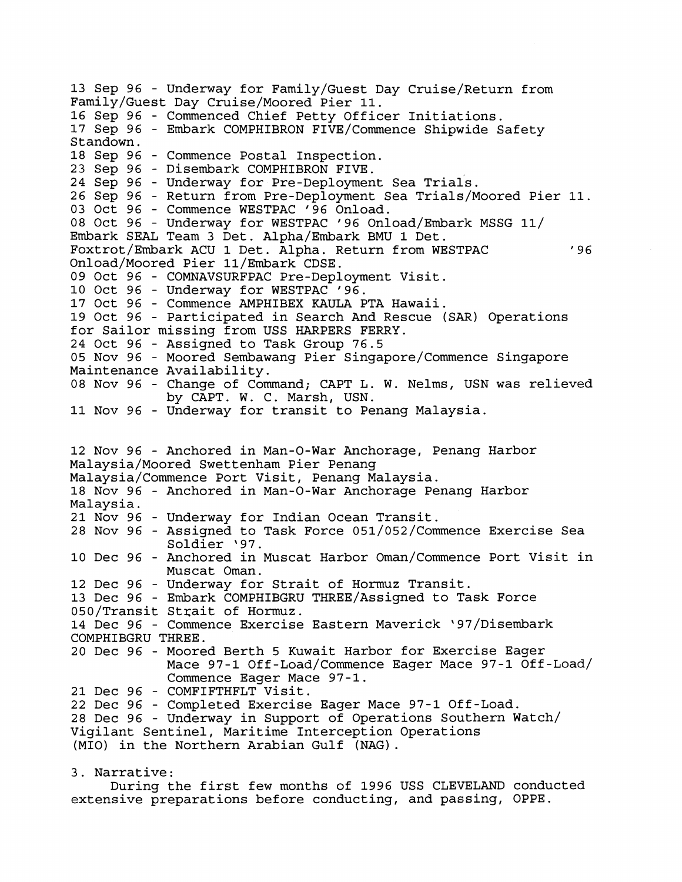13 Sep 96 - Underway for Family/Guest Day Cruise/Return from Family/Guest Day Cruise/Moored Pier 11.
16 Sep 96 - Commenced Chief Petty Officer Initiations.
17 Sep 96 - Embark COMPHIBRON FIVE/Commence Shipwide Safety Standown.
18 Sep 96 - Commence Postal Inspection.
23 Sep 96 - Disembark COMPHIBRON FIVE.
24 Sep 96 - Underway for Pre-Deployment Sea Trials.
26 Sep 96 - Return from Pre-Deployment Sea Trials/Moored Pier 11.
03 Oct 96 - Commence WESTPAC '96 Onload.
08 Oct 96 - Underway for WESTPAC '96 Onload/Embark MSSG 11/ Embark SEAL Team 3 Det. Alpha/Embark BMU 1 Det. Foxtrot/Embark ACU 1 Det. Alpha. Return from WESTPAC '96 Onload/Moored Pier 11/Embark CDSE.
09 Oct 96 - COMNAVSURFPAC Pre-Deployment Visit.
10 Oct 96 - Underway for WESTPAC '96.
17 Oct 96 - Commence AMPHIBEX KAULA PTA Hawaii.
19 Oct 96 - Participated in Search And Rescue (SAR) Operations for Sailor missing from USS HARPERS FERRY.
24 Oct 96 - Assigned to Task Group 76.5
05 Nov 96 - Moored Sembawang Pier Singapore/Commence Singapore Maintenance Availability.
08 Nov 96 - Change of Command; CAPT L. W. Nelms, USN was relieved by CAPT. W. C. Marsh, USN.
11 Nov 96 - Underway for transit to Penang Malaysia.

12 Nov 96 - Anchored in Man-O-War Anchorage, Penang Harbor Malaysia/Moored Swettenham Pier Penang Malaysia/Commence Port Visit, Penang Malaysia.
18 Nov 96 - Anchored in Man-O-War Anchorage Penang Harbor Malaysia.
21 Nov 96 - Underway for Indian Ocean Transit.
28 Nov 96 - Assigned to Task Force 051/052/Commence Exercise Sea Soldier '97.
10 Dec 96 - Anchored in Muscat Harbor Oman/Commence Port Visit in Muscat Oman.
12 Dec 96 - Underway for Strait of Hormuz Transit.
13 Dec 96 - Embark COMPHIBGRU THREE/Assigned to Task Force 050/Transit Strait of Hormuz.
14 Dec 96 - Commence Exercise Eastern Maverick '97/Disembark COMPHIBGRU THREE.
20 Dec 96 - Moored Berth 5 Kuwait Harbor for Exercise Eager Mace 97-1 Off-Load/Commence Eager Mace 97-1 Off-Load/ Commence Eager Mace 97-1.
21 Dec 96 - COMFIFTHFLT Visit.
22 Dec 96 - Completed Exercise Eager Mace 97-1 Off-Load.
28 Dec 96 - Underway in Support of Operations Southern Watch/ Vigilant Sentinel, Maritime Interception Operations (MIO) in the Northern Arabian Gulf (NAG).

3. Narrative:

During the first few months of 1996 USS CLEVELAND conducted extensive preparations before conducting, and passing, OPPE.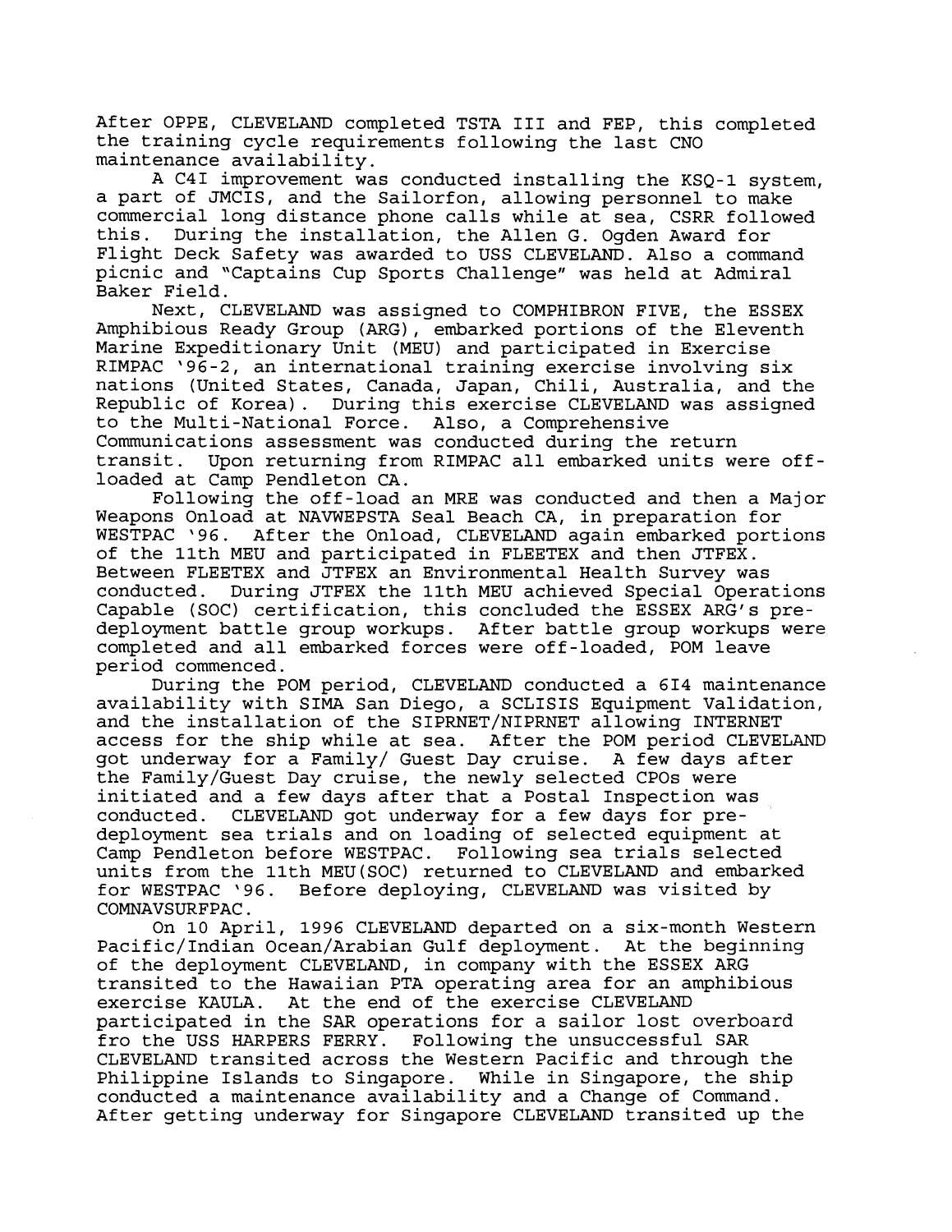After OPPE, CLEVELAND completed TSTA III and FEP, this completed the training cycle requirements following the last CNO maintenance availability.

A C4I improvement was conducted installing the KSQ-1 system, a part of JMCIS, and the Sailorfon, allowing personnel to make commercial long distance phone calls while at sea, CSRR followed this. During the installation, the Allen G. Ogden Award for Flight Deck Safety was awarded to USS CLEVELAND. Also a command picnic and "Captains Cup Sports Challenge" was held at Admiral Baker Field.

Next, CLEVELAND was assigned to COMPHIBRON FIVE, the ESSEX Amphibious Ready Group (ARG), embarked portions of the Eleventh Marine Expeditionary Unit (MEU) and participated in Exercise RIMPAC '96-2, an international training exercise involving six nations (United States, Canada, Japan, Chili, Australia, and the Republic of Korea). During this exercise CLEVELAND was assigned to the Multi-National Force. Also, a Comprehensive Communications assessment was conducted during the return transit. Upon returning from RIMPAC all embarked units were off-loaded at Camp Pendleton CA.

Following the off-load an MRE was conducted and then a Major Weapons Onload at NAVWEPSTA Seal Beach CA, in preparation for WESTPAC '96. After the Onload, CLEVELAND again embarked portions of the 11th MEU and participated in FLEETEX and then JTFEX. Between FLEETEX and JTFEX an Environmental Health Survey was conducted. During JTFEX the 11th MEU achieved Special Operations Capable (SOC) certification, this concluded the ESSEX ARG's pre-deployment battle group workups. After battle group workups were completed and all embarked forces were off-loaded, POM leave period commenced.

During the POM period, CLEVELAND conducted a 6I4 maintenance availability with SIMA San Diego, a SCLISIS Equipment Validation, and the installation of the SIPRNET/NIPRNET allowing INTERNET access for the ship while at sea. After the POM period CLEVELAND got underway for a Family/ Guest Day cruise. A few days after the Family/Guest Day cruise, the newly selected CPOs were initiated and a few days after that a Postal Inspection was conducted. CLEVELAND got underway for a few days for pre-deployment sea trials and on loading of selected equipment at Camp Pendleton before WESTPAC. Following sea trials selected units from the 11th MEU(SOC) returned to CLEVELAND and embarked for WESTPAC '96. Before deploying, CLEVELAND was visited by COMNAVSURFPAC.

On 10 April, 1996 CLEVELAND departed on a six-month Western Pacific/Indian Ocean/Arabian Gulf deployment. At the beginning of the deployment CLEVELAND, in company with the ESSEX ARG transited to the Hawaiian PTA operating area for an amphibious exercise KAULA. At the end of the exercise CLEVELAND participated in the SAR operations for a sailor lost overboard fro the USS HARPERS FERRY. Following the unsuccessful SAR CLEVELAND transited across the Western Pacific and through the Philippine Islands to Singapore. While in Singapore, the ship conducted a maintenance availability and a Change of Command. After getting underway for Singapore CLEVELAND transited up the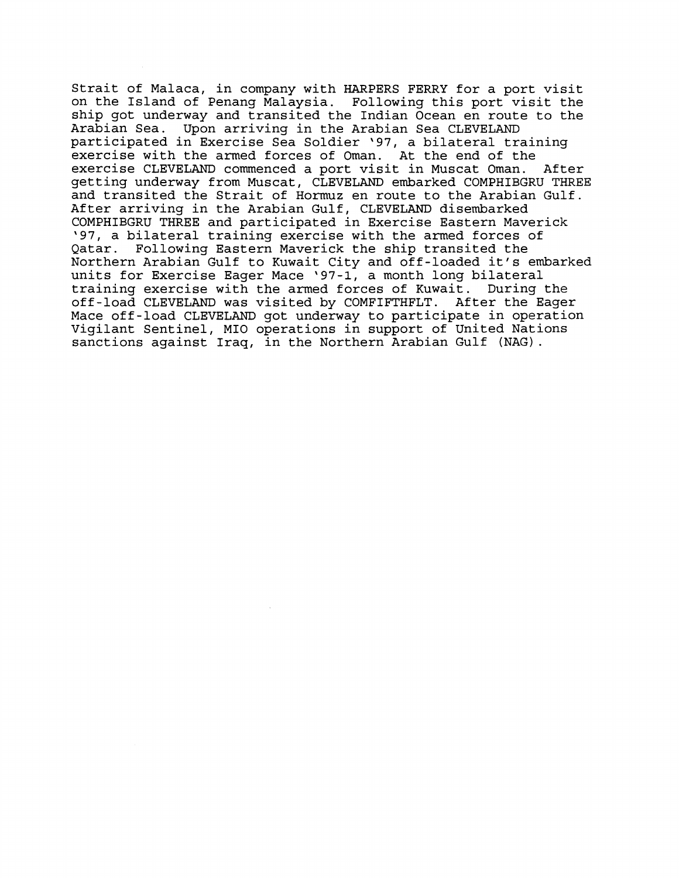Strait of Malaca, in company with HARPERS FERRY for a port visit on the Island of Penang Malaysia. Following this port visit the ship got underway and transited the Indian Ocean en route to the Arabian Sea. Upon arriving in the Arabian Sea CLEVELAND participated in Exercise Sea Soldier '97, a bilateral training exercise with the armed forces of Oman. At the end of the exercise CLEVELAND commenced a port visit in Muscat Oman. After getting underway from Muscat, CLEVELAND embarked COMPHIBGRU THREE and transited the Strait of Hormuz en route to the Arabian Gulf. After arriving in the Arabian Gulf, CLEVELAND disembarked COMPHIBGRU THREE and participated in Exercise Eastern Maverick '97, a bilateral training exercise with the armed forces of Qatar. Following Eastern Maverick the ship transited the Northern Arabian Gulf to Kuwait City and off-loaded it's embarked units for Exercise Eager Mace '97-1, a month long bilateral training exercise with the armed forces of Kuwait. During the off-load CLEVELAND was visited by COMFIFTHFLT. After the Eager Mace off-load CLEVELAND got underway to participate in operation Vigilant Sentinel, MIO operations in support of United Nations sanctions against Iraq, in the Northern Arabian Gulf (NAG).